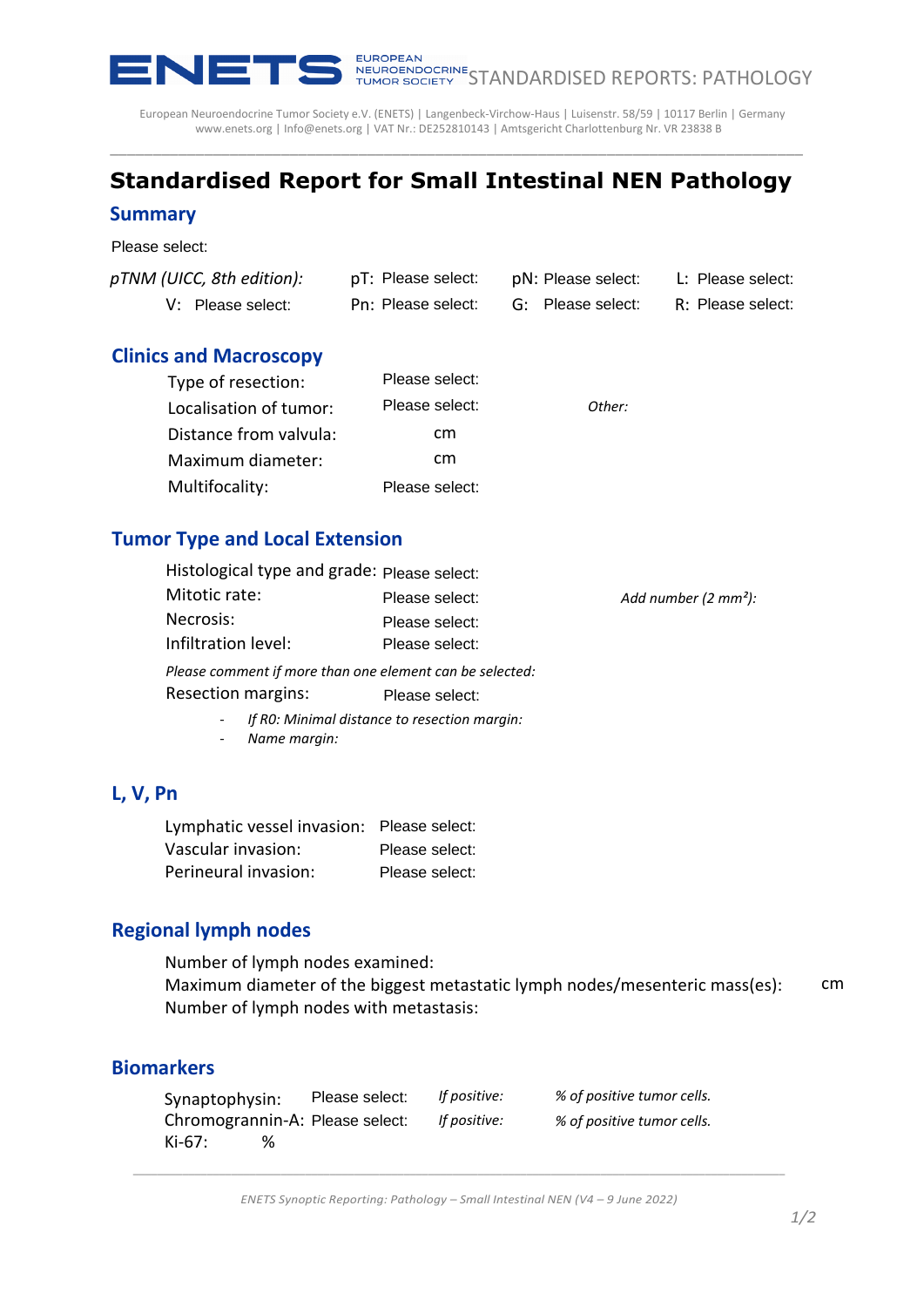ENETS EUROPEAN NEUROENDOCRINE TUMOR SOCIETY STANDARDISED REPORTS: PATHOLOGY

European Neuroendocrine Tumor Society e.V. (ENETS) | Langenbeck-Virchow-Haus | Luisenstr. 58/59 | 10117 Berlin | Germany
www.enets.org | Info@enets.org | VAT Nr.: DE252810143 | Amtsgericht Charlottenburg Nr. VR 23838 B

# Standardised Report for Small Intestinal NEN Pathology

## Summary

Please select:

*pTNM (UICC, 8th edition):* pT: Please select: pN: Please select: L: Please select:
V: Please select: Pn: Please select: G: Please select: R: Please select:

## Clinics and Macroscopy

Type of resection: Please select:

Localisation of tumor: Please select: *Other:*

Distance from valvula: cm

Maximum diameter: cm

Multifocality: Please select:

## Tumor Type and Local Extension

Histological type and grade: Please select:

Mitotic rate: Please select: *Add number (2 mm²):*

Necrosis: Please select:

Infiltration level: Please select:

*Please comment if more than one element can be selected:*

Resection margins: Please select:

- *If R0: Minimal distance to resection margin:*
- *Name margin:*

## L, V, Pn

Lymphatic vessel invasion: Please select:

Vascular invasion: Please select:

Perineural invasion: Please select:

## Regional lymph nodes

Number of lymph nodes examined:

Maximum diameter of the biggest metastatic lymph nodes/mesenteric mass(es): cm

Number of lymph nodes with metastasis:

## Biomarkers

Synaptophysin: Please select: *If positive:* *% of positive tumor cells.*

Chromogrannin-A: Please select: *If positive:* *% of positive tumor cells.*

Ki-67: %

*ENETS Synoptic Reporting: Pathology – Small Intestinal NEN (V4 – 9 June 2022)*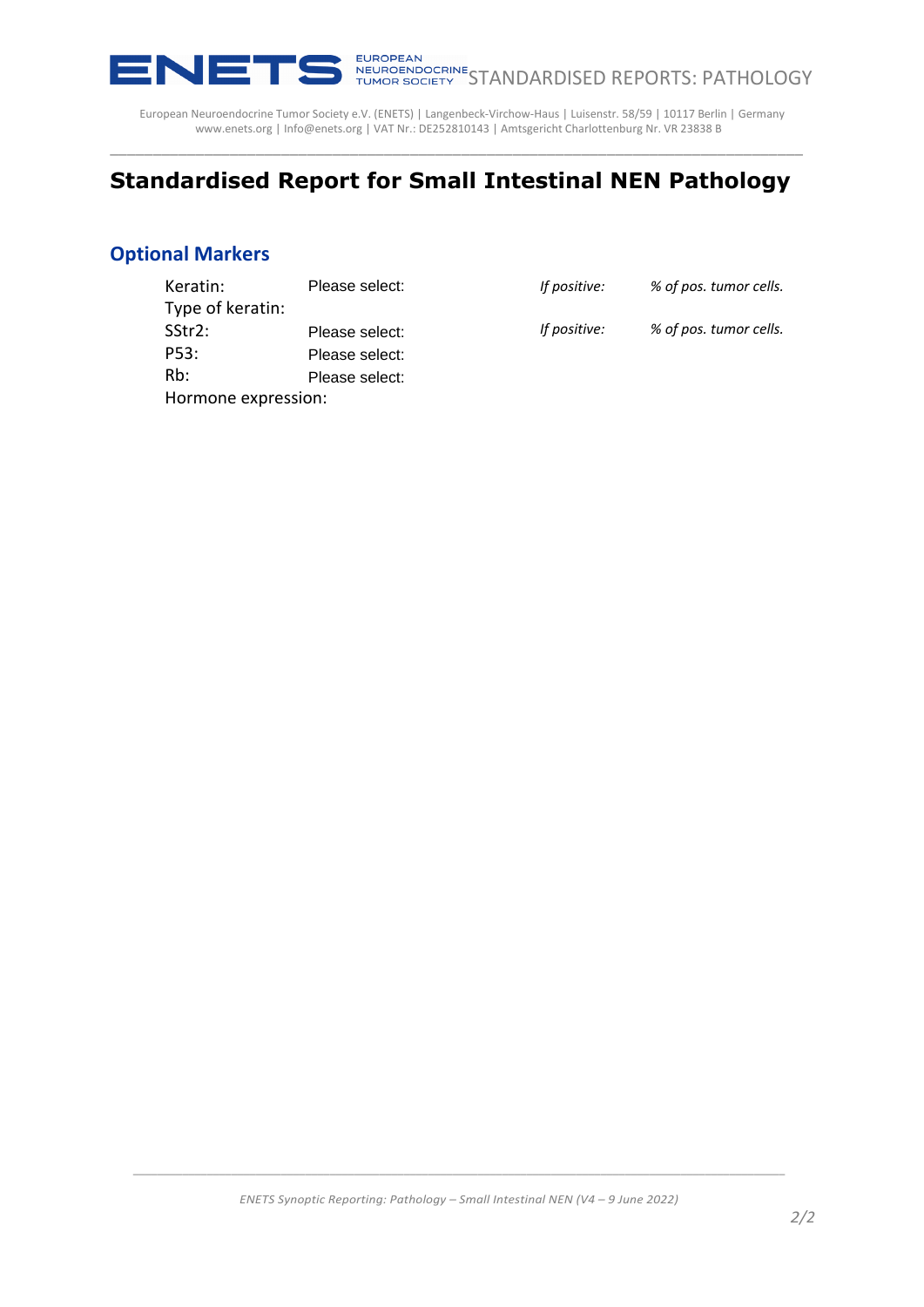## Standardised Report for Small Intestinal NEN Pathology

### Optional Markers

| | | | |
|---|---|---|---|
| Keratin: | Please select: | *If positive:* | *% of pos. tumor cells.* |
| Type of keratin: | | | |
| SStr2: | Please select: | *If positive:* | *% of pos. tumor cells.* |
| P53: | Please select: | | |
| Rb: | Please select: | | |
| Hormone expression: | | | |